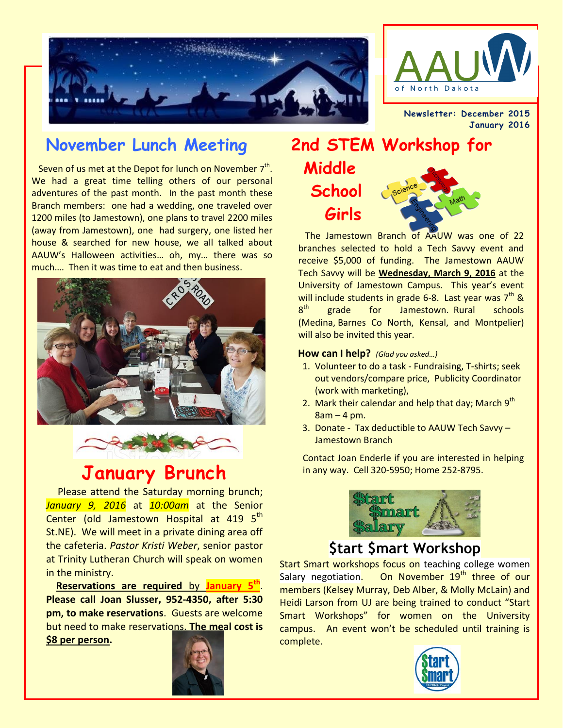AAUW of North Dakota

Newsletter: December 2015
January 2016

## November Lunch Meeting

Seven of us met at the Depot for lunch on November 7th. We had a great time telling others of our personal adventures of the past month. In the past month these Branch members: one had a wedding, one traveled over 1200 miles (to Jamestown), one plans to travel 2200 miles (away from Jamestown), one had surgery, one listed her house & searched for new house, we all talked about AAUW's Halloween activities… oh, my… there was so much…. Then it was time to eat and then business.

## January Brunch

Please attend the Saturday morning brunch; *January 9, 2016* at *10:00am* at the Senior Center (old Jamestown Hospital at 419 5th St.NE). We will meet in a private dining area off the cafeteria. *Pastor Kristi Weber*, senior pastor at Trinity Lutheran Church will speak on women in the ministry.

**Reservations are required by January 5th. Please call Joan Slusser, 952-4350, after 5:30 pm, to make reservations**. Guests are welcome but need to make reservations. **The meal cost is $8 per person.**

## 2nd STEM Workshop for Middle School Girls

The Jamestown Branch of AAUW was one of 22 branches selected to hold a Tech Savvy event and receive $5,000 of funding. The Jamestown AAUW Tech Savvy will be **Wednesday, March 9, 2016** at the University of Jamestown Campus. This year's event will include students in grade 6-8. Last year was 7th & 8th grade for Jamestown. Rural schools (Medina, Barnes Co North, Kensal, and Montpelier) will also be invited this year.

**How can I help?** *(Glad you asked…)*

1. Volunteer to do a task - Fundraising, T-shirts; seek out vendors/compare price, Publicity Coordinator (work with marketing),
2. Mark their calendar and help that day; March 9th 8am – 4 pm.
3. Donate - Tax deductible to AAUW Tech Savvy – Jamestown Branch

Contact Joan Enderle if you are interested in helping in any way. Cell 320-5950; Home 252-8795.

## $tart $mart Workshop

Start Smart workshops focus on teaching college women Salary negotiation. On November 19th three of our members (Kelsey Murray, Deb Alber, & Molly McLain) and Heidi Larson from UJ are being trained to conduct "Start Smart Workshops" for women on the University campus. An event won't be scheduled until training is complete.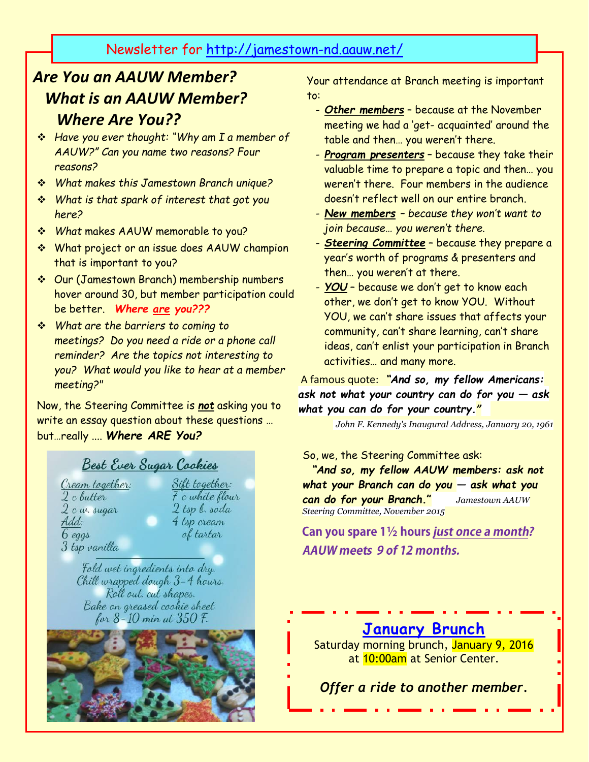Newsletter for http://jamestown-nd.aauw.net/

## *Are You an AAUW Member?*
## *What is an AAUW Member?*
## *Where Are You??*

- *Have you ever thought: "Why am I a member of AAUW?" Can you name two reasons? Four reasons?*
- *What makes this Jamestown Branch unique?*
- *What is that spark of interest that got you here?*
- *What* makes AAUW memorable to you?
- What project or an issue does AAUW champion that is important to you?
- Our (Jamestown Branch) membership numbers hover around 30, but member participation could be better. ***Where are you???***
- *What are the barriers to coming to meetings? Do you need a ride or a phone call reminder? Are the topics not interesting to you? What would you like to hear at a member meeting?"*

Now, the Steering Committee is ***not*** asking you to write an essay question about these questions … but…really …. ***Where ARE You?***

**Best Ever Sugar Cookies**

Cream together:
2 c butter
2 c w. sugar

Add:
6 eggs
3 tsp vanilla

Sift together:
7 c white flour
2 tsp b. soda
4 tsp cream of tartar

Fold wet ingredients into dry.
Chill wrapped dough 3-4 hours.
Roll out, cut shapes.
Bake on greased cookie sheet for 8-10 min at 350 F.

Your attendance at Branch meeting is important to:

- ***Other members*** – because at the November meeting we had a 'get- acquainted' around the table and then… you weren't there.
- ***Program presenters*** – because they take their valuable time to prepare a topic and then… you weren't there. Four members in the audience doesn't reflect well on our entire branch.
- ***New members*** – *because they won't want to join because… you weren't there.*
- ***Steering Committee*** – because they prepare a year's worth of programs & presenters and then… you weren't at there.
- ***YOU*** – because we don't get to know each other, we don't get to know YOU. Without YOU, we can't share issues that affects your community, can't share learning, can't share ideas, can't enlist your participation in Branch activities… and many more.

A famous quote: ***"And so, my fellow Americans: ask not what your country can do for you — ask what you can do for your country."***

*John F. Kennedy's Inaugural Address, January 20, 1961*

So, we, the Steering Committee ask:

***"And so, my fellow AAUW members: ask not what your Branch can do you — ask what you can do for your Branch."*** *Jamestown AAUW Steering Committee, November 2015*

**Can you spare 1½ hours *just once a month?***
***AAUW meets 9 of 12 months.***

**January Brunch**

Saturday morning brunch, January 9, 2016 at 10:00am at Senior Center.

***Offer a ride to another member.***